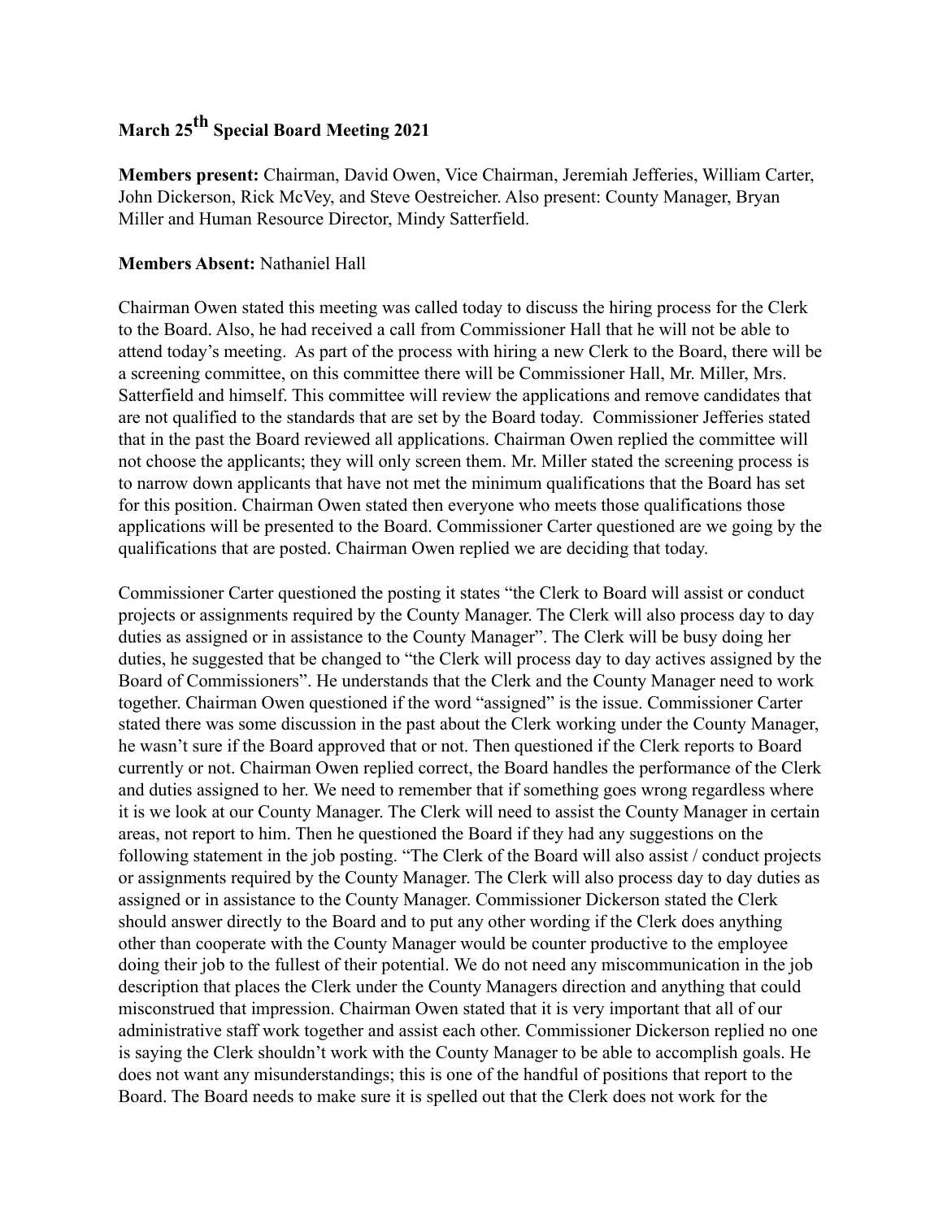# March 25th Special Board Meeting 2021

**Members present:** Chairman, David Owen, Vice Chairman, Jeremiah Jefferies, William Carter, John Dickerson, Rick McVey, and Steve Oestreicher. Also present: County Manager, Bryan Miller and Human Resource Director, Mindy Satterfield.

**Members Absent:** Nathaniel Hall

Chairman Owen stated this meeting was called today to discuss the hiring process for the Clerk to the Board. Also, he had received a call from Commissioner Hall that he will not be able to attend today's meeting. As part of the process with hiring a new Clerk to the Board, there will be a screening committee, on this committee there will be Commissioner Hall, Mr. Miller, Mrs. Satterfield and himself. This committee will review the applications and remove candidates that are not qualified to the standards that are set by the Board today. Commissioner Jefferies stated that in the past the Board reviewed all applications. Chairman Owen replied the committee will not choose the applicants; they will only screen them. Mr. Miller stated the screening process is to narrow down applicants that have not met the minimum qualifications that the Board has set for this position. Chairman Owen stated then everyone who meets those qualifications those applications will be presented to the Board. Commissioner Carter questioned are we going by the qualifications that are posted. Chairman Owen replied we are deciding that today.

Commissioner Carter questioned the posting it states "the Clerk to Board will assist or conduct projects or assignments required by the County Manager. The Clerk will also process day to day duties as assigned or in assistance to the County Manager". The Clerk will be busy doing her duties, he suggested that be changed to "the Clerk will process day to day actives assigned by the Board of Commissioners". He understands that the Clerk and the County Manager need to work together. Chairman Owen questioned if the word "assigned" is the issue. Commissioner Carter stated there was some discussion in the past about the Clerk working under the County Manager, he wasn't sure if the Board approved that or not. Then questioned if the Clerk reports to Board currently or not. Chairman Owen replied correct, the Board handles the performance of the Clerk and duties assigned to her. We need to remember that if something goes wrong regardless where it is we look at our County Manager. The Clerk will need to assist the County Manager in certain areas, not report to him. Then he questioned the Board if they had any suggestions on the following statement in the job posting. "The Clerk of the Board will also assist / conduct projects or assignments required by the County Manager. The Clerk will also process day to day duties as assigned or in assistance to the County Manager. Commissioner Dickerson stated the Clerk should answer directly to the Board and to put any other wording if the Clerk does anything other than cooperate with the County Manager would be counter productive to the employee doing their job to the fullest of their potential. We do not need any miscommunication in the job description that places the Clerk under the County Managers direction and anything that could misconstrued that impression. Chairman Owen stated that it is very important that all of our administrative staff work together and assist each other. Commissioner Dickerson replied no one is saying the Clerk shouldn't work with the County Manager to be able to accomplish goals. He does not want any misunderstandings; this is one of the handful of positions that report to the Board. The Board needs to make sure it is spelled out that the Clerk does not work for the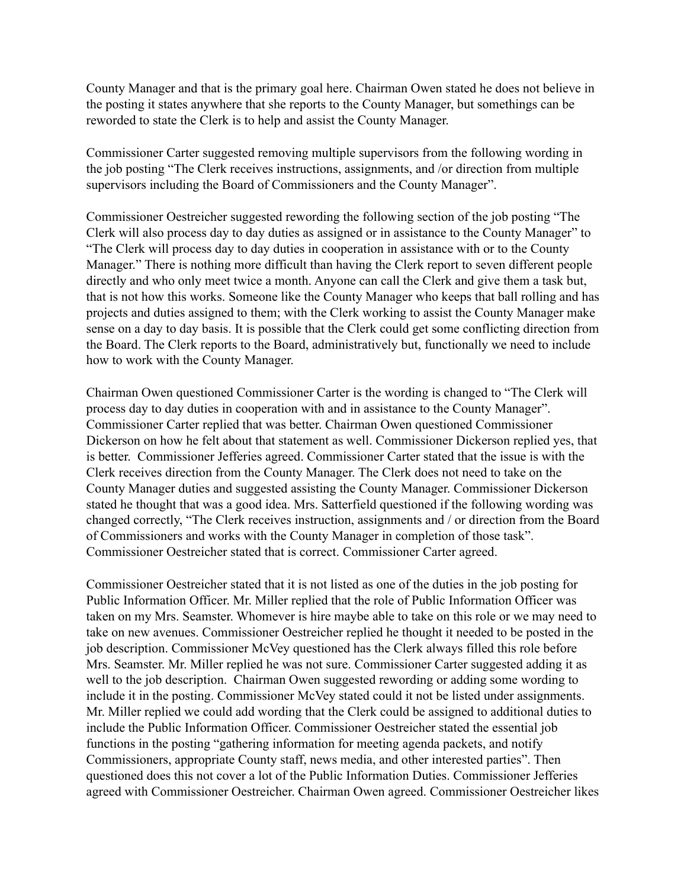County Manager and that is the primary goal here. Chairman Owen stated he does not believe in the posting it states anywhere that she reports to the County Manager, but somethings can be reworded to state the Clerk is to help and assist the County Manager.

Commissioner Carter suggested removing multiple supervisors from the following wording in the job posting "The Clerk receives instructions, assignments, and /or direction from multiple supervisors including the Board of Commissioners and the County Manager".

Commissioner Oestreicher suggested rewording the following section of the job posting "The Clerk will also process day to day duties as assigned or in assistance to the County Manager" to "The Clerk will process day to day duties in cooperation in assistance with or to the County Manager." There is nothing more difficult than having the Clerk report to seven different people directly and who only meet twice a month. Anyone can call the Clerk and give them a task but, that is not how this works. Someone like the County Manager who keeps that ball rolling and has projects and duties assigned to them; with the Clerk working to assist the County Manager make sense on a day to day basis. It is possible that the Clerk could get some conflicting direction from the Board. The Clerk reports to the Board, administratively but, functionally we need to include how to work with the County Manager.

Chairman Owen questioned Commissioner Carter is the wording is changed to "The Clerk will process day to day duties in cooperation with and in assistance to the County Manager". Commissioner Carter replied that was better. Chairman Owen questioned Commissioner Dickerson on how he felt about that statement as well. Commissioner Dickerson replied yes, that is better. Commissioner Jefferies agreed. Commissioner Carter stated that the issue is with the Clerk receives direction from the County Manager. The Clerk does not need to take on the County Manager duties and suggested assisting the County Manager. Commissioner Dickerson stated he thought that was a good idea. Mrs. Satterfield questioned if the following wording was changed correctly, "The Clerk receives instruction, assignments and / or direction from the Board of Commissioners and works with the County Manager in completion of those task". Commissioner Oestreicher stated that is correct. Commissioner Carter agreed.

Commissioner Oestreicher stated that it is not listed as one of the duties in the job posting for Public Information Officer. Mr. Miller replied that the role of Public Information Officer was taken on my Mrs. Seamster. Whomever is hire maybe able to take on this role or we may need to take on new avenues. Commissioner Oestreicher replied he thought it needed to be posted in the job description. Commissioner McVey questioned has the Clerk always filled this role before Mrs. Seamster. Mr. Miller replied he was not sure. Commissioner Carter suggested adding it as well to the job description. Chairman Owen suggested rewording or adding some wording to include it in the posting. Commissioner McVey stated could it not be listed under assignments. Mr. Miller replied we could add wording that the Clerk could be assigned to additional duties to include the Public Information Officer. Commissioner Oestreicher stated the essential job functions in the posting "gathering information for meeting agenda packets, and notify Commissioners, appropriate County staff, news media, and other interested parties". Then questioned does this not cover a lot of the Public Information Duties. Commissioner Jefferies agreed with Commissioner Oestreicher. Chairman Owen agreed. Commissioner Oestreicher likes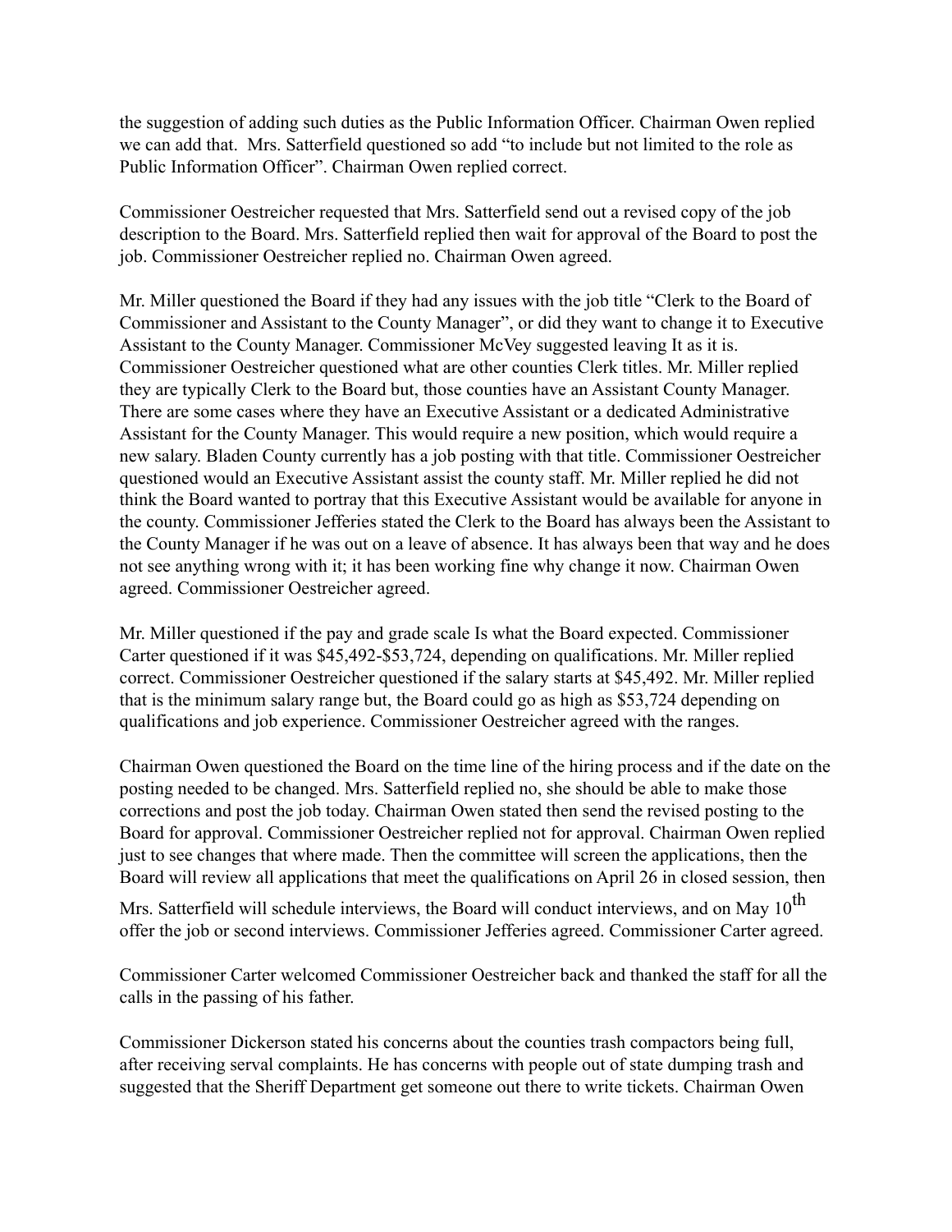the suggestion of adding such duties as the Public Information Officer. Chairman Owen replied we can add that. Mrs. Satterfield questioned so add "to include but not limited to the role as Public Information Officer". Chairman Owen replied correct.

Commissioner Oestreicher requested that Mrs. Satterfield send out a revised copy of the job description to the Board. Mrs. Satterfield replied then wait for approval of the Board to post the job. Commissioner Oestreicher replied no. Chairman Owen agreed.

Mr. Miller questioned the Board if they had any issues with the job title "Clerk to the Board of Commissioner and Assistant to the County Manager", or did they want to change it to Executive Assistant to the County Manager. Commissioner McVey suggested leaving It as it is. Commissioner Oestreicher questioned what are other counties Clerk titles. Mr. Miller replied they are typically Clerk to the Board but, those counties have an Assistant County Manager. There are some cases where they have an Executive Assistant or a dedicated Administrative Assistant for the County Manager. This would require a new position, which would require a new salary. Bladen County currently has a job posting with that title. Commissioner Oestreicher questioned would an Executive Assistant assist the county staff. Mr. Miller replied he did not think the Board wanted to portray that this Executive Assistant would be available for anyone in the county. Commissioner Jefferies stated the Clerk to the Board has always been the Assistant to the County Manager if he was out on a leave of absence. It has always been that way and he does not see anything wrong with it; it has been working fine why change it now. Chairman Owen agreed. Commissioner Oestreicher agreed.

Mr. Miller questioned if the pay and grade scale Is what the Board expected. Commissioner Carter questioned if it was $45,492-$53,724, depending on qualifications. Mr. Miller replied correct. Commissioner Oestreicher questioned if the salary starts at $45,492. Mr. Miller replied that is the minimum salary range but, the Board could go as high as $53,724 depending on qualifications and job experience. Commissioner Oestreicher agreed with the ranges.

Chairman Owen questioned the Board on the time line of the hiring process and if the date on the posting needed to be changed. Mrs. Satterfield replied no, she should be able to make those corrections and post the job today. Chairman Owen stated then send the revised posting to the Board for approval. Commissioner Oestreicher replied not for approval. Chairman Owen replied just to see changes that where made. Then the committee will screen the applications, then the Board will review all applications that meet the qualifications on April 26 in closed session, then Mrs. Satterfield will schedule interviews, the Board will conduct interviews, and on May 10th offer the job or second interviews. Commissioner Jefferies agreed. Commissioner Carter agreed.

Commissioner Carter welcomed Commissioner Oestreicher back and thanked the staff for all the calls in the passing of his father.

Commissioner Dickerson stated his concerns about the counties trash compactors being full, after receiving serval complaints. He has concerns with people out of state dumping trash and suggested that the Sheriff Department get someone out there to write tickets. Chairman Owen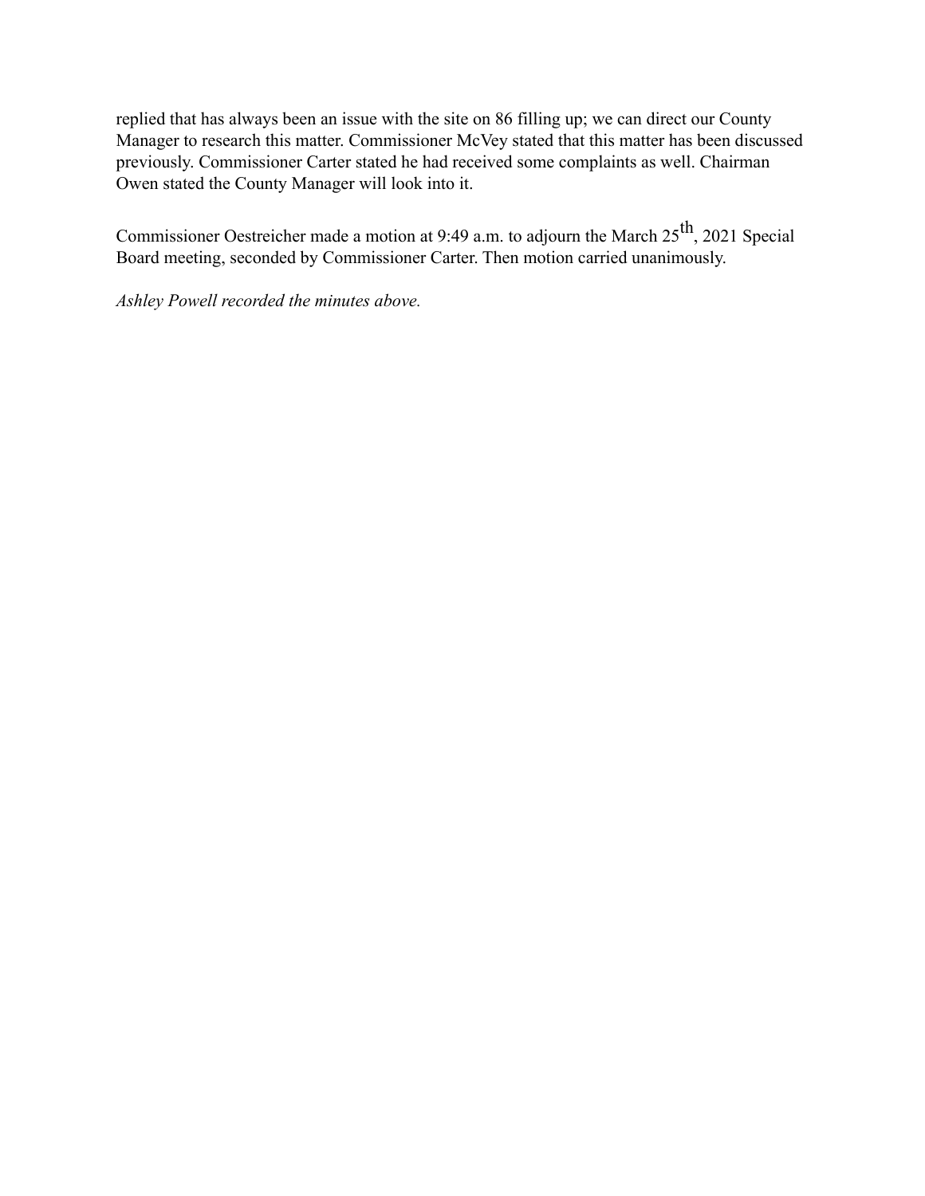replied that has always been an issue with the site on 86 filling up; we can direct our County Manager to research this matter. Commissioner McVey stated that this matter has been discussed previously. Commissioner Carter stated he had received some complaints as well. Chairman Owen stated the County Manager will look into it.

Commissioner Oestreicher made a motion at 9:49 a.m. to adjourn the March 25th, 2021 Special Board meeting, seconded by Commissioner Carter. Then motion carried unanimously.

*Ashley Powell recorded the minutes above.*